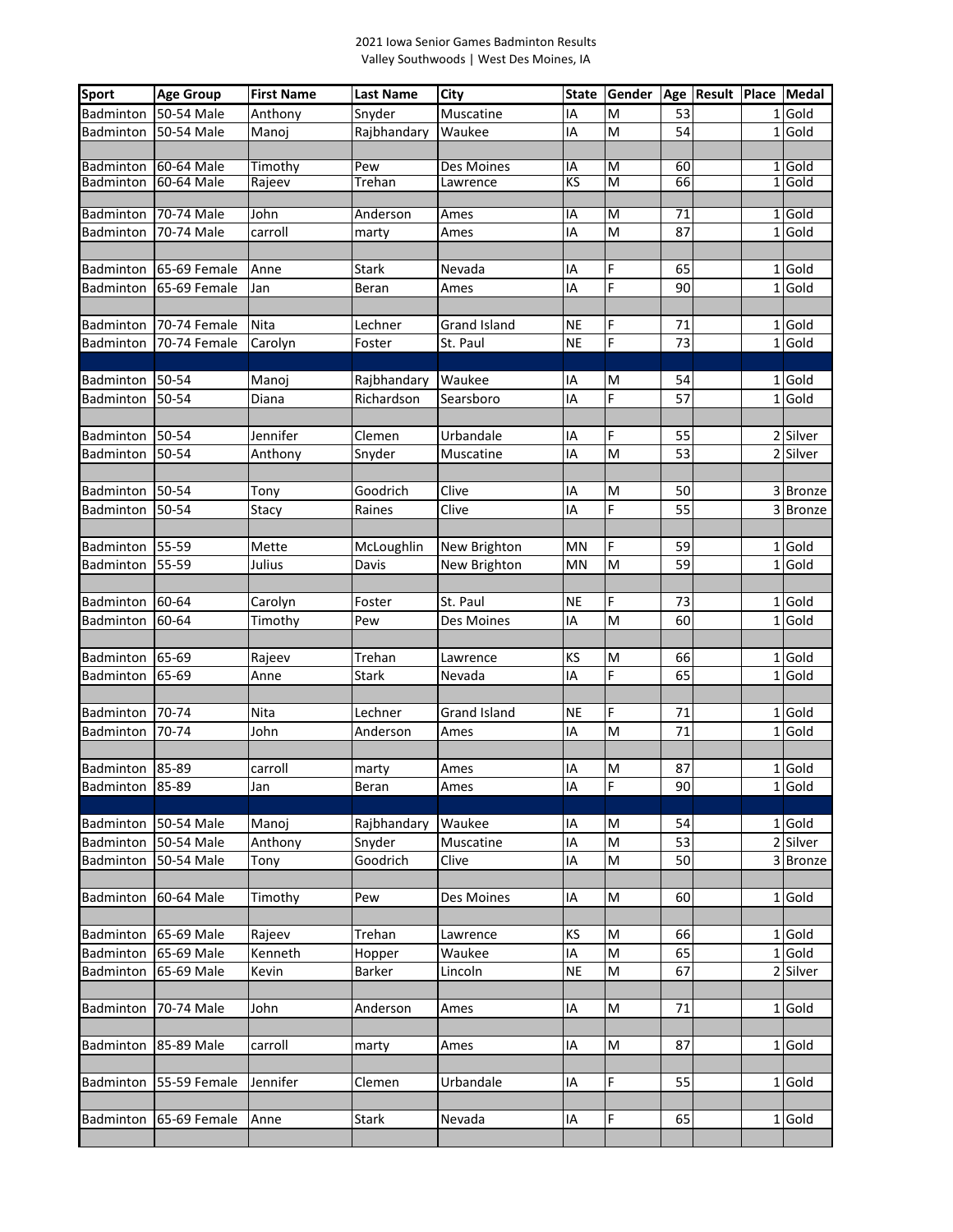2021 Iowa Senior Games Badminton Results
Valley Southwoods | West Des Moines, IA

| Sport | Age Group | First Name | Last Name | City | State | Gender | Age | Result | Place | Medal |
|---|---|---|---|---|---|---|---|---|---|---|
| Badminton | 50-54 Male | Anthony | Snyder | Muscatine | IA | M | 53 | | 1 | Gold |
| Badminton | 50-54 Male | Manoj | Rajbhandary | Waukee | IA | M | 54 | | 1 | Gold |
| | | | | | | | | | | |
| Badminton | 60-64 Male | Timothy | Pew | Des Moines | IA | M | 60 | | 1 | Gold |
| Badminton | 60-64 Male | Rajeev | Trehan | Lawrence | KS | M | 66 | | 1 | Gold |
| | | | | | | | | | | |
| Badminton | 70-74 Male | John | Anderson | Ames | IA | M | 71 | | 1 | Gold |
| Badminton | 70-74 Male | carroll | marty | Ames | IA | M | 87 | | 1 | Gold |
| | | | | | | | | | | |
| Badminton | 65-69 Female | Anne | Stark | Nevada | IA | F | 65 | | 1 | Gold |
| Badminton | 65-69 Female | Jan | Beran | Ames | IA | F | 90 | | 1 | Gold |
| | | | | | | | | | | |
| Badminton | 70-74 Female | Nita | Lechner | Grand Island | NE | F | 71 | | 1 | Gold |
| Badminton | 70-74 Female | Carolyn | Foster | St. Paul | NE | F | 73 | | 1 | Gold |
| | | | | | | | | | | |
| Badminton | 50-54 | Manoj | Rajbhandary | Waukee | IA | M | 54 | | 1 | Gold |
| Badminton | 50-54 | Diana | Richardson | Searsboro | IA | F | 57 | | 1 | Gold |
| | | | | | | | | | | |
| Badminton | 50-54 | Jennifer | Clemen | Urbandale | IA | F | 55 | | 2 | Silver |
| Badminton | 50-54 | Anthony | Snyder | Muscatine | IA | M | 53 | | 2 | Silver |
| | | | | | | | | | | |
| Badminton | 50-54 | Tony | Goodrich | Clive | IA | M | 50 | | 3 | Bronze |
| Badminton | 50-54 | Stacy | Raines | Clive | IA | F | 55 | | 3 | Bronze |
| | | | | | | | | | | |
| Badminton | 55-59 | Mette | McLoughlin | New Brighton | MN | F | 59 | | 1 | Gold |
| Badminton | 55-59 | Julius | Davis | New Brighton | MN | M | 59 | | 1 | Gold |
| | | | | | | | | | | |
| Badminton | 60-64 | Carolyn | Foster | St. Paul | NE | F | 73 | | 1 | Gold |
| Badminton | 60-64 | Timothy | Pew | Des Moines | IA | M | 60 | | 1 | Gold |
| | | | | | | | | | | |
| Badminton | 65-69 | Rajeev | Trehan | Lawrence | KS | M | 66 | | 1 | Gold |
| Badminton | 65-69 | Anne | Stark | Nevada | IA | F | 65 | | 1 | Gold |
| | | | | | | | | | | |
| Badminton | 70-74 | Nita | Lechner | Grand Island | NE | F | 71 | | 1 | Gold |
| Badminton | 70-74 | John | Anderson | Ames | IA | M | 71 | | 1 | Gold |
| | | | | | | | | | | |
| Badminton | 85-89 | carroll | marty | Ames | IA | M | 87 | | 1 | Gold |
| Badminton | 85-89 | Jan | Beran | Ames | IA | F | 90 | | 1 | Gold |
| | | | | | | | | | | |
| Badminton | 50-54 Male | Manoj | Rajbhandary | Waukee | IA | M | 54 | | 1 | Gold |
| Badminton | 50-54 Male | Anthony | Snyder | Muscatine | IA | M | 53 | | 2 | Silver |
| Badminton | 50-54 Male | Tony | Goodrich | Clive | IA | M | 50 | | 3 | Bronze |
| | | | | | | | | | | |
| Badminton | 60-64 Male | Timothy | Pew | Des Moines | IA | M | 60 | | 1 | Gold |
| | | | | | | | | | | |
| Badminton | 65-69 Male | Rajeev | Trehan | Lawrence | KS | M | 66 | | 1 | Gold |
| Badminton | 65-69 Male | Kenneth | Hopper | Waukee | IA | M | 65 | | 1 | Gold |
| Badminton | 65-69 Male | Kevin | Barker | Lincoln | NE | M | 67 | | 2 | Silver |
| | | | | | | | | | | |
| Badminton | 70-74 Male | John | Anderson | Ames | IA | M | 71 | | 1 | Gold |
| | | | | | | | | | | |
| Badminton | 85-89 Male | carroll | marty | Ames | IA | M | 87 | | 1 | Gold |
| | | | | | | | | | | |
| Badminton | 55-59 Female | Jennifer | Clemen | Urbandale | IA | F | 55 | | 1 | Gold |
| | | | | | | | | | | |
| Badminton | 65-69 Female | Anne | Stark | Nevada | IA | F | 65 | | 1 | Gold |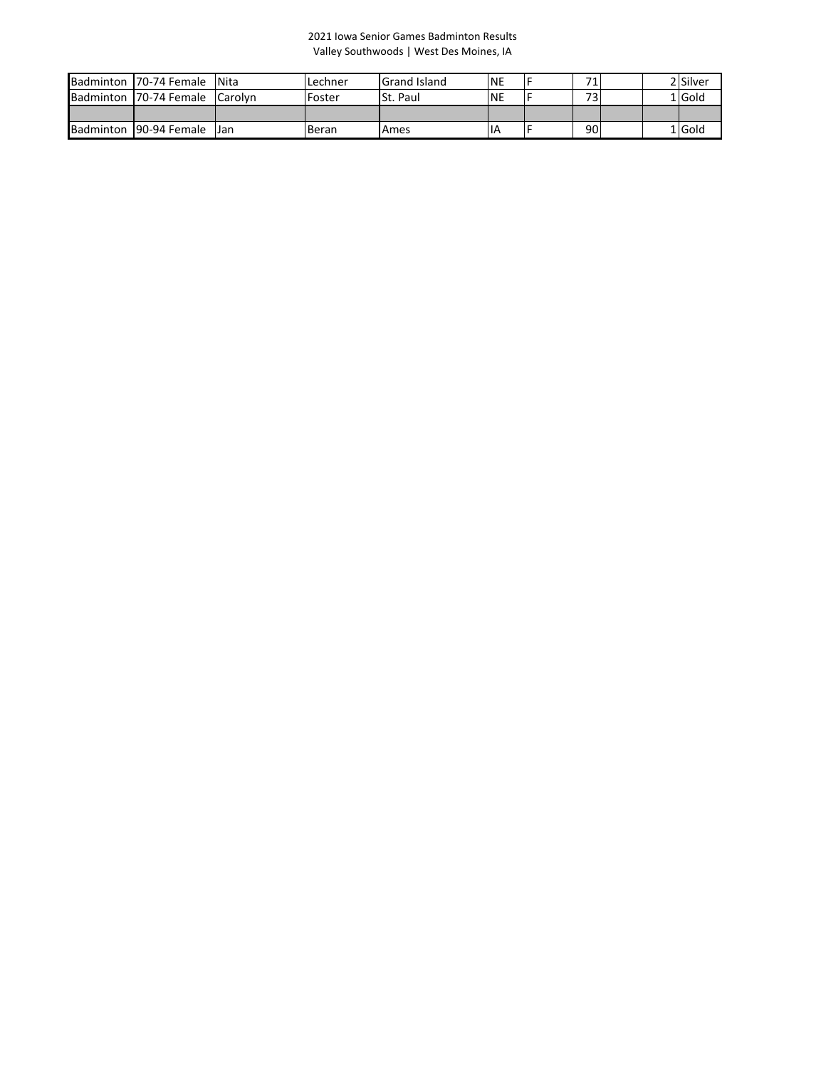2021 Iowa Senior Games Badminton Results
Valley Southwoods | West Des Moines, IA

| | | | | | | | | | | |
|---|---|---|---|---|---|---|---|---|---|---|
| Badminton | 70-74 Female | Nita | Lechner | Grand Island | NE | F | 71 | | 2 | Silver |
| Badminton | 70-74 Female | Carolyn | Foster | St. Paul | NE | F | 73 | | 1 | Gold |
| | | | | | | | | | | |
| Badminton | 90-94 Female | Jan | Beran | Ames | IA | F | 90 | | 1 | Gold |